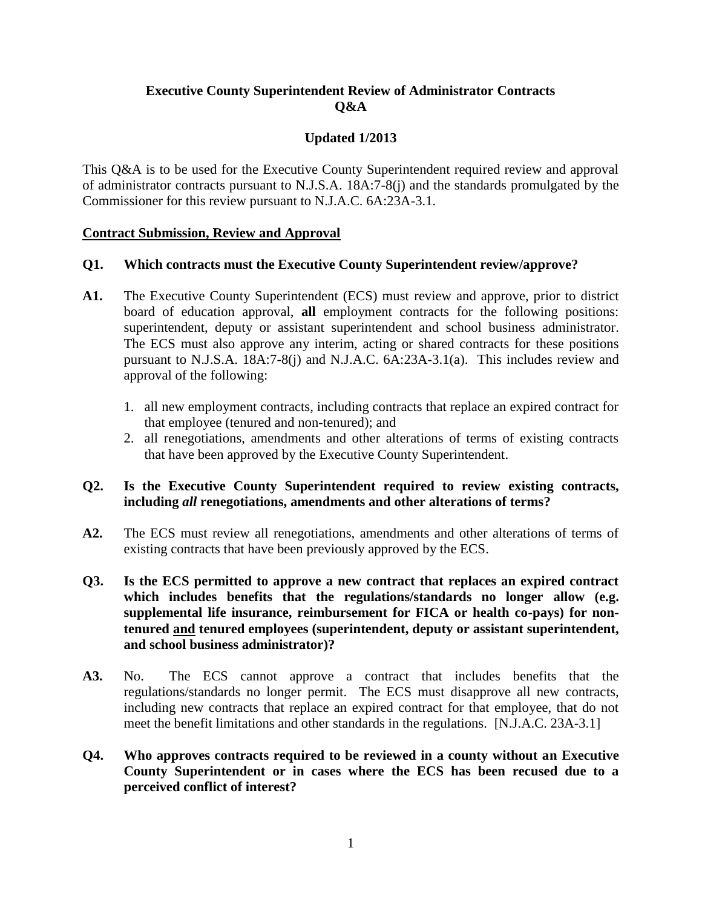**Executive County Superintendent Review of Administrator Contracts**
**Q&A**

**Updated 1/2013**

This Q&A is to be used for the Executive County Superintendent required review and approval of administrator contracts pursuant to N.J.S.A. 18A:7-8(j) and the standards promulgated by the Commissioner for this review pursuant to N.J.A.C. 6A:23A-3.1.

## Contract Submission, Review and Approval

**Q1. Which contracts must the Executive County Superintendent review/approve?**

**A1.** The Executive County Superintendent (ECS) must review and approve, prior to district board of education approval, **all** employment contracts for the following positions: superintendent, deputy or assistant superintendent and school business administrator. The ECS must also approve any interim, acting or shared contracts for these positions pursuant to N.J.S.A. 18A:7-8(j) and N.J.A.C. 6A:23A-3.1(a). This includes review and approval of the following:

1. all new employment contracts, including contracts that replace an expired contract for that employee (tenured and non-tenured); and
2. all renegotiations, amendments and other alterations of terms of existing contracts that have been approved by the Executive County Superintendent.

**Q2. Is the Executive County Superintendent required to review existing contracts, including *all* renegotiations, amendments and other alterations of terms?**

**A2.** The ECS must review all renegotiations, amendments and other alterations of terms of existing contracts that have been previously approved by the ECS.

**Q3. Is the ECS permitted to approve a new contract that replaces an expired contract which includes benefits that the regulations/standards no longer allow (e.g. supplemental life insurance, reimbursement for FICA or health co-pays) for non-tenured <u>and</u> tenured employees (superintendent, deputy or assistant superintendent, and school business administrator)?**

**A3.** No. The ECS cannot approve a contract that includes benefits that the regulations/standards no longer permit. The ECS must disapprove all new contracts, including new contracts that replace an expired contract for that employee, that do not meet the benefit limitations and other standards in the regulations. [N.J.A.C. 23A-3.1]

**Q4. Who approves contracts required to be reviewed in a county without an Executive County Superintendent or in cases where the ECS has been recused due to a perceived conflict of interest?**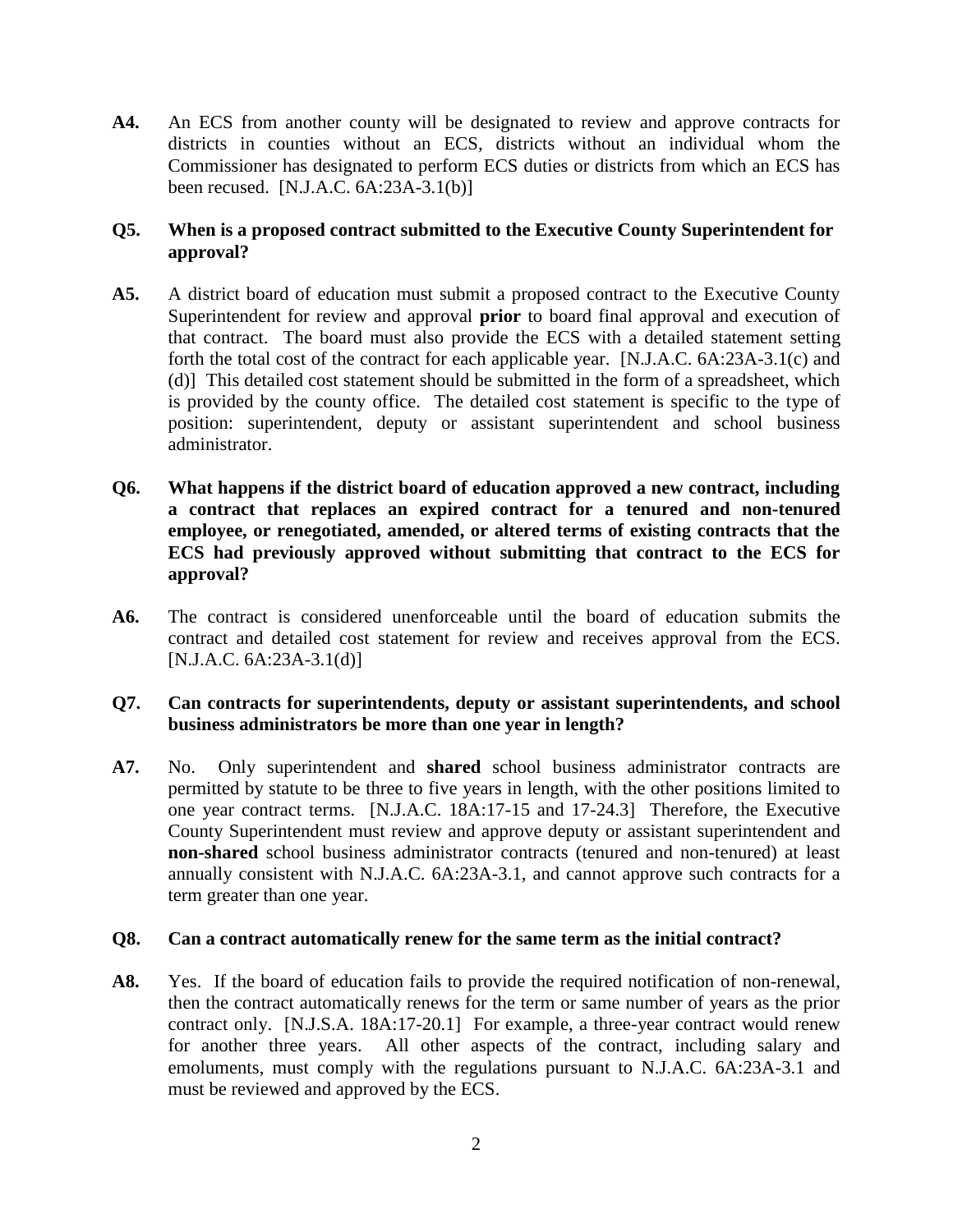**A4.** An ECS from another county will be designated to review and approve contracts for districts in counties without an ECS, districts without an individual whom the Commissioner has designated to perform ECS duties or districts from which an ECS has been recused. [N.J.A.C. 6A:23A-3.1(b)]

**Q5. When is a proposed contract submitted to the Executive County Superintendent for approval?**

**A5.** A district board of education must submit a proposed contract to the Executive County Superintendent for review and approval **prior** to board final approval and execution of that contract. The board must also provide the ECS with a detailed statement setting forth the total cost of the contract for each applicable year. [N.J.A.C. 6A:23A-3.1(c) and (d)] This detailed cost statement should be submitted in the form of a spreadsheet, which is provided by the county office. The detailed cost statement is specific to the type of position: superintendent, deputy or assistant superintendent and school business administrator.

**Q6. What happens if the district board of education approved a new contract, including a contract that replaces an expired contract for a tenured and non-tenured employee, or renegotiated, amended, or altered terms of existing contracts that the ECS had previously approved without submitting that contract to the ECS for approval?**

**A6.** The contract is considered unenforceable until the board of education submits the contract and detailed cost statement for review and receives approval from the ECS. [N.J.A.C. 6A:23A-3.1(d)]

**Q7. Can contracts for superintendents, deputy or assistant superintendents, and school business administrators be more than one year in length?**

**A7.** No. Only superintendent and **shared** school business administrator contracts are permitted by statute to be three to five years in length, with the other positions limited to one year contract terms. [N.J.A.C. 18A:17-15 and 17-24.3] Therefore, the Executive County Superintendent must review and approve deputy or assistant superintendent and **non-shared** school business administrator contracts (tenured and non-tenured) at least annually consistent with N.J.A.C. 6A:23A-3.1, and cannot approve such contracts for a term greater than one year.

**Q8. Can a contract automatically renew for the same term as the initial contract?**

**A8.** Yes. If the board of education fails to provide the required notification of non-renewal, then the contract automatically renews for the term or same number of years as the prior contract only. [N.J.S.A. 18A:17-20.1] For example, a three-year contract would renew for another three years. All other aspects of the contract, including salary and emoluments, must comply with the regulations pursuant to N.J.A.C. 6A:23A-3.1 and must be reviewed and approved by the ECS.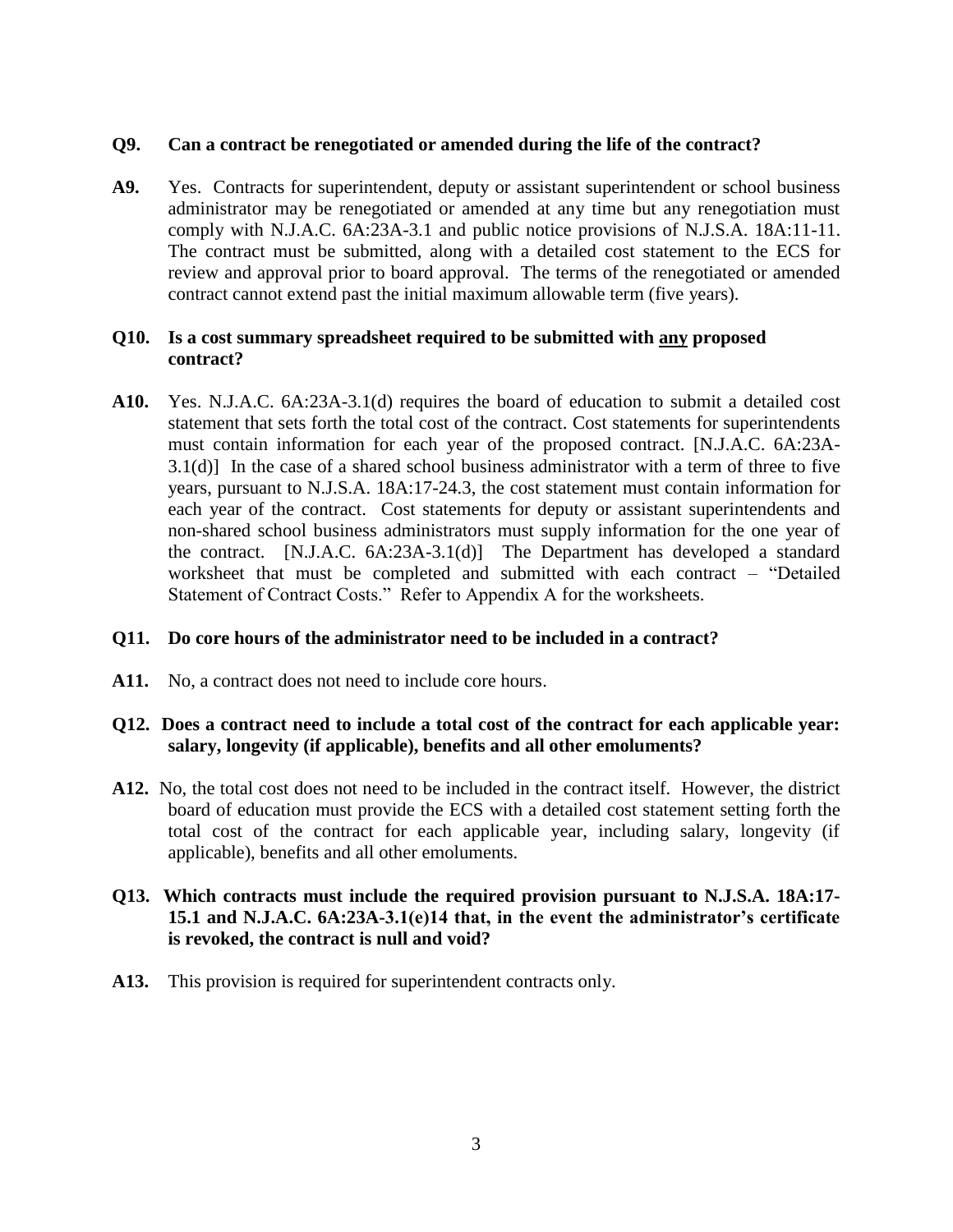**Q9. Can a contract be renegotiated or amended during the life of the contract?**

**A9.** Yes. Contracts for superintendent, deputy or assistant superintendent or school business administrator may be renegotiated or amended at any time but any renegotiation must comply with N.J.A.C. 6A:23A-3.1 and public notice provisions of N.J.S.A. 18A:11-11. The contract must be submitted, along with a detailed cost statement to the ECS for review and approval prior to board approval. The terms of the renegotiated or amended contract cannot extend past the initial maximum allowable term (five years).

**Q10. Is a cost summary spreadsheet required to be submitted with <u>any</u> proposed contract?**

**A10.** Yes. N.J.A.C. 6A:23A-3.1(d) requires the board of education to submit a detailed cost statement that sets forth the total cost of the contract. Cost statements for superintendents must contain information for each year of the proposed contract. [N.J.A.C. 6A:23A-3.1(d)] In the case of a shared school business administrator with a term of three to five years, pursuant to N.J.S.A. 18A:17-24.3, the cost statement must contain information for each year of the contract. Cost statements for deputy or assistant superintendents and non-shared school business administrators must supply information for the one year of the contract. [N.J.A.C. 6A:23A-3.1(d)] The Department has developed a standard worksheet that must be completed and submitted with each contract – "Detailed Statement of Contract Costs." Refer to Appendix A for the worksheets.

**Q11. Do core hours of the administrator need to be included in a contract?**

**A11.** No, a contract does not need to include core hours.

**Q12. Does a contract need to include a total cost of the contract for each applicable year: salary, longevity (if applicable), benefits and all other emoluments?**

**A12.** No, the total cost does not need to be included in the contract itself. However, the district board of education must provide the ECS with a detailed cost statement setting forth the total cost of the contract for each applicable year, including salary, longevity (if applicable), benefits and all other emoluments.

**Q13. Which contracts must include the required provision pursuant to N.J.S.A. 18A:17-15.1 and N.J.A.C. 6A:23A-3.1(e)14 that, in the event the administrator's certificate is revoked, the contract is null and void?**

**A13.** This provision is required for superintendent contracts only.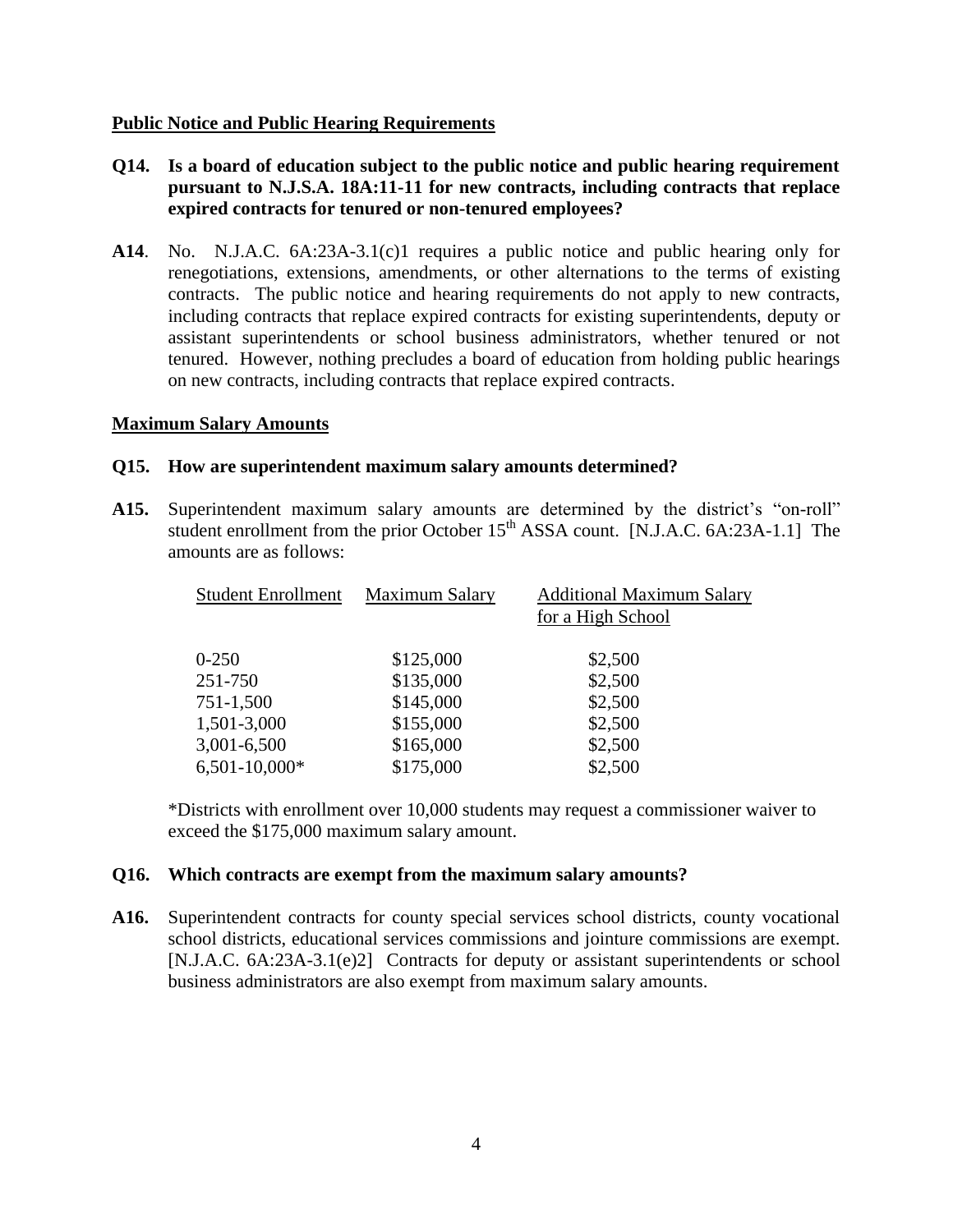## Public Notice and Public Hearing Requirements

**Q14. Is a board of education subject to the public notice and public hearing requirement pursuant to N.J.S.A. 18A:11-11 for new contracts, including contracts that replace expired contracts for tenured or non-tenured employees?**

**A14**. No. N.J.A.C. 6A:23A-3.1(c)1 requires a public notice and public hearing only for renegotiations, extensions, amendments, or other alternations to the terms of existing contracts. The public notice and hearing requirements do not apply to new contracts, including contracts that replace expired contracts for existing superintendents, deputy or assistant superintendents or school business administrators, whether tenured or not tenured. However, nothing precludes a board of education from holding public hearings on new contracts, including contracts that replace expired contracts.

## Maximum Salary Amounts

**Q15. How are superintendent maximum salary amounts determined?**

**A15.** Superintendent maximum salary amounts are determined by the district's "on-roll" student enrollment from the prior October 15th ASSA count. [N.J.A.C. 6A:23A-1.1] The amounts are as follows:

| Student Enrollment | Maximum Salary | Additional Maximum Salary for a High School |
|---|---|---|
| 0-250 | $125,000 | $2,500 |
| 251-750 | $135,000 | $2,500 |
| 751-1,500 | $145,000 | $2,500 |
| 1,501-3,000 | $155,000 | $2,500 |
| 3,001-6,500 | $165,000 | $2,500 |
| 6,501-10,000* | $175,000 | $2,500 |

*Districts with enrollment over 10,000 students may request a commissioner waiver to exceed the $175,000 maximum salary amount.

**Q16. Which contracts are exempt from the maximum salary amounts?**

**A16.** Superintendent contracts for county special services school districts, county vocational school districts, educational services commissions and jointure commissions are exempt. [N.J.A.C. 6A:23A-3.1(e)2] Contracts for deputy or assistant superintendents or school business administrators are also exempt from maximum salary amounts.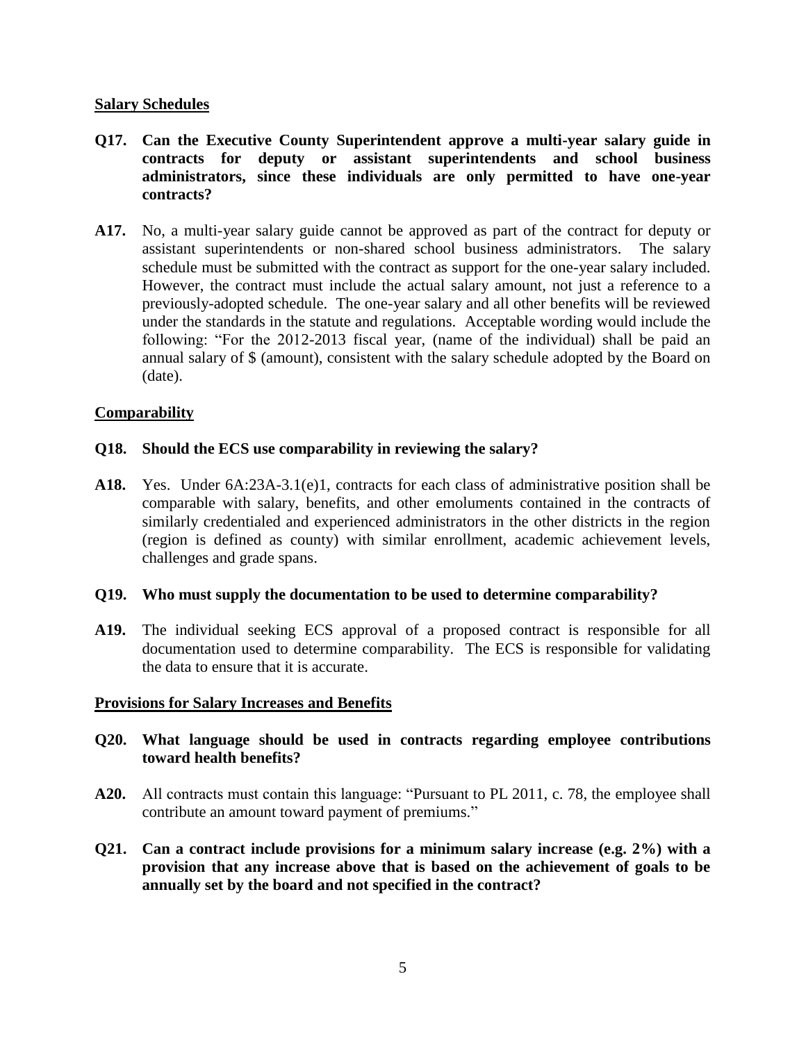## Salary Schedules

**Q17. Can the Executive County Superintendent approve a multi-year salary guide in contracts for deputy or assistant superintendents and school business administrators, since these individuals are only permitted to have one-year contracts?**

**A17.** No, a multi-year salary guide cannot be approved as part of the contract for deputy or assistant superintendents or non-shared school business administrators. The salary schedule must be submitted with the contract as support for the one-year salary included. However, the contract must include the actual salary amount, not just a reference to a previously-adopted schedule. The one-year salary and all other benefits will be reviewed under the standards in the statute and regulations. Acceptable wording would include the following: "For the 2012-2013 fiscal year, (name of the individual) shall be paid an annual salary of $ (amount), consistent with the salary schedule adopted by the Board on (date).

## Comparability

**Q18. Should the ECS use comparability in reviewing the salary?**

**A18.** Yes. Under 6A:23A-3.1(e)1, contracts for each class of administrative position shall be comparable with salary, benefits, and other emoluments contained in the contracts of similarly credentialed and experienced administrators in the other districts in the region (region is defined as county) with similar enrollment, academic achievement levels, challenges and grade spans.

**Q19. Who must supply the documentation to be used to determine comparability?**

**A19.** The individual seeking ECS approval of a proposed contract is responsible for all documentation used to determine comparability. The ECS is responsible for validating the data to ensure that it is accurate.

## Provisions for Salary Increases and Benefits

**Q20. What language should be used in contracts regarding employee contributions toward health benefits?**

**A20.** All contracts must contain this language: "Pursuant to PL 2011, c. 78, the employee shall contribute an amount toward payment of premiums."

**Q21. Can a contract include provisions for a minimum salary increase (e.g. 2%) with a provision that any increase above that is based on the achievement of goals to be annually set by the board and not specified in the contract?**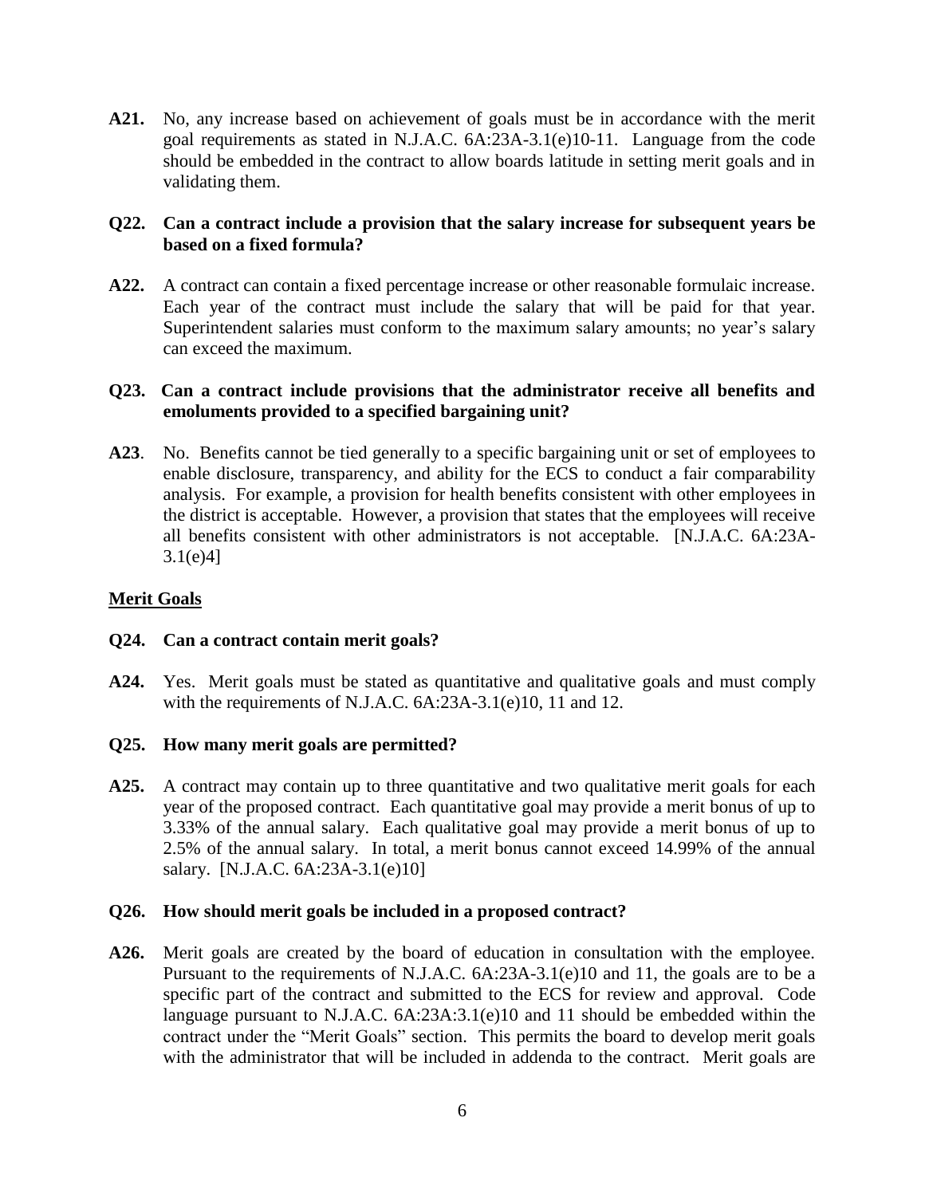**A21.** No, any increase based on achievement of goals must be in accordance with the merit goal requirements as stated in N.J.A.C. 6A:23A-3.1(e)10-11. Language from the code should be embedded in the contract to allow boards latitude in setting merit goals and in validating them.

**Q22. Can a contract include a provision that the salary increase for subsequent years be based on a fixed formula?**

**A22.** A contract can contain a fixed percentage increase or other reasonable formulaic increase. Each year of the contract must include the salary that will be paid for that year. Superintendent salaries must conform to the maximum salary amounts; no year's salary can exceed the maximum.

**Q23. Can a contract include provisions that the administrator receive all benefits and emoluments provided to a specified bargaining unit?**

**A23**. No. Benefits cannot be tied generally to a specific bargaining unit or set of employees to enable disclosure, transparency, and ability for the ECS to conduct a fair comparability analysis. For example, a provision for health benefits consistent with other employees in the district is acceptable. However, a provision that states that the employees will receive all benefits consistent with other administrators is not acceptable. [N.J.A.C. 6A:23A-3.1(e)4]

## Merit Goals

**Q24. Can a contract contain merit goals?**

**A24.** Yes. Merit goals must be stated as quantitative and qualitative goals and must comply with the requirements of N.J.A.C. 6A:23A-3.1(e)10, 11 and 12.

**Q25. How many merit goals are permitted?**

**A25.** A contract may contain up to three quantitative and two qualitative merit goals for each year of the proposed contract. Each quantitative goal may provide a merit bonus of up to 3.33% of the annual salary. Each qualitative goal may provide a merit bonus of up to 2.5% of the annual salary. In total, a merit bonus cannot exceed 14.99% of the annual salary. [N.J.A.C. 6A:23A-3.1(e)10]

**Q26. How should merit goals be included in a proposed contract?**

**A26.** Merit goals are created by the board of education in consultation with the employee. Pursuant to the requirements of N.J.A.C. 6A:23A-3.1(e)10 and 11, the goals are to be a specific part of the contract and submitted to the ECS for review and approval. Code language pursuant to N.J.A.C. 6A:23A:3.1(e)10 and 11 should be embedded within the contract under the "Merit Goals" section. This permits the board to develop merit goals with the administrator that will be included in addenda to the contract. Merit goals are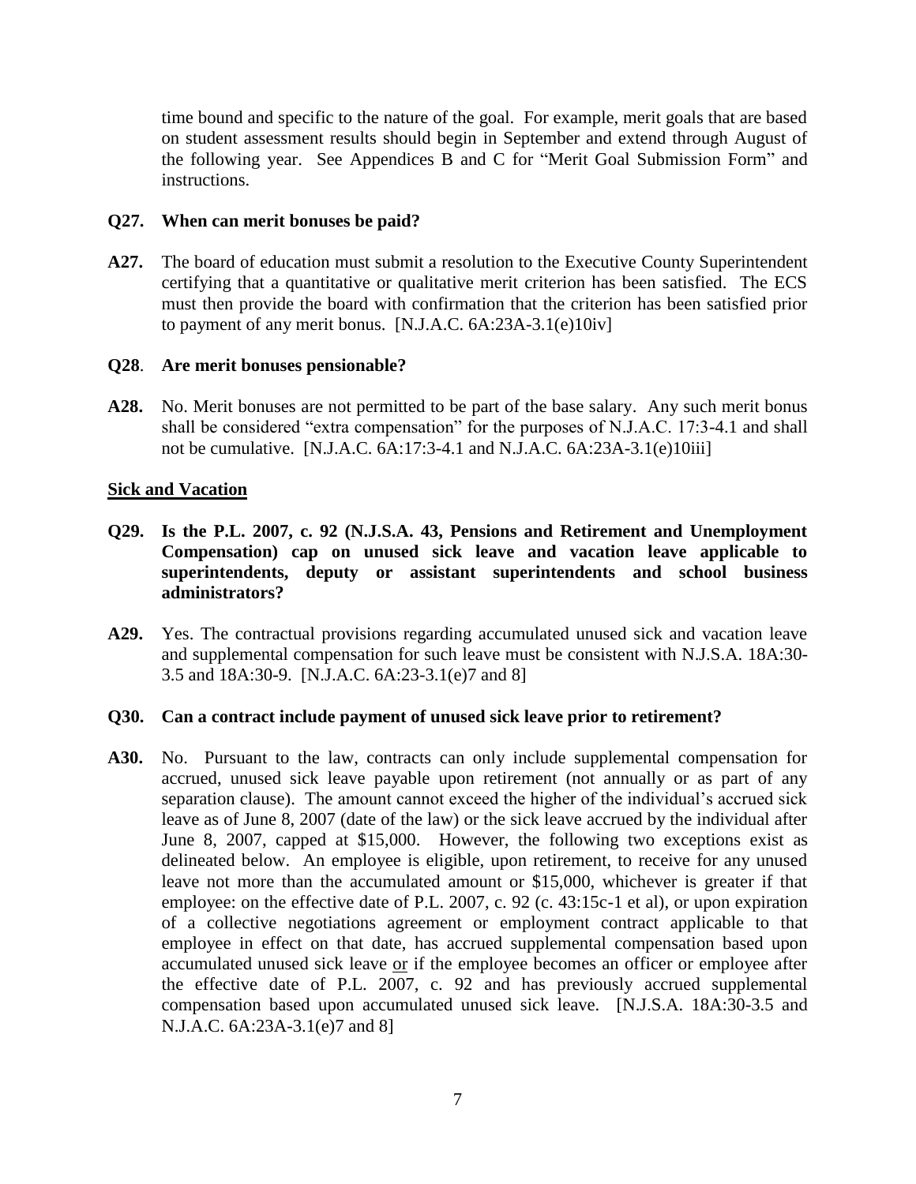time bound and specific to the nature of the goal. For example, merit goals that are based on student assessment results should begin in September and extend through August of the following year. See Appendices B and C for "Merit Goal Submission Form" and instructions.

**Q27. When can merit bonuses be paid?**

**A27.** The board of education must submit a resolution to the Executive County Superintendent certifying that a quantitative or qualitative merit criterion has been satisfied. The ECS must then provide the board with confirmation that the criterion has been satisfied prior to payment of any merit bonus. [N.J.A.C. 6A:23A-3.1(e)10iv]

**Q28. Are merit bonuses pensionable?**

**A28.** No. Merit bonuses are not permitted to be part of the base salary. Any such merit bonus shall be considered "extra compensation" for the purposes of N.J.A.C. 17:3-4.1 and shall not be cumulative. [N.J.A.C. 6A:17:3-4.1 and N.J.A.C. 6A:23A-3.1(e)10iii]

**Sick and Vacation**

**Q29. Is the P.L. 2007, c. 92 (N.J.S.A. 43, Pensions and Retirement and Unemployment Compensation) cap on unused sick leave and vacation leave applicable to superintendents, deputy or assistant superintendents and school business administrators?**

**A29.** Yes. The contractual provisions regarding accumulated unused sick and vacation leave and supplemental compensation for such leave must be consistent with N.J.S.A. 18A:30-3.5 and 18A:30-9. [N.J.A.C. 6A:23-3.1(e)7 and 8]

**Q30. Can a contract include payment of unused sick leave prior to retirement?**

**A30.** No. Pursuant to the law, contracts can only include supplemental compensation for accrued, unused sick leave payable upon retirement (not annually or as part of any separation clause). The amount cannot exceed the higher of the individual's accrued sick leave as of June 8, 2007 (date of the law) or the sick leave accrued by the individual after June 8, 2007, capped at $15,000. However, the following two exceptions exist as delineated below. An employee is eligible, upon retirement, to receive for any unused leave not more than the accumulated amount or $15,000, whichever is greater if that employee: on the effective date of P.L. 2007, c. 92 (c. 43:15c-1 et al), or upon expiration of a collective negotiations agreement or employment contract applicable to that employee in effect on that date, has accrued supplemental compensation based upon accumulated unused sick leave <u>or</u> if the employee becomes an officer or employee after the effective date of P.L. 2007, c. 92 and has previously accrued supplemental compensation based upon accumulated unused sick leave. [N.J.S.A. 18A:30-3.5 and N.J.A.C. 6A:23A-3.1(e)7 and 8]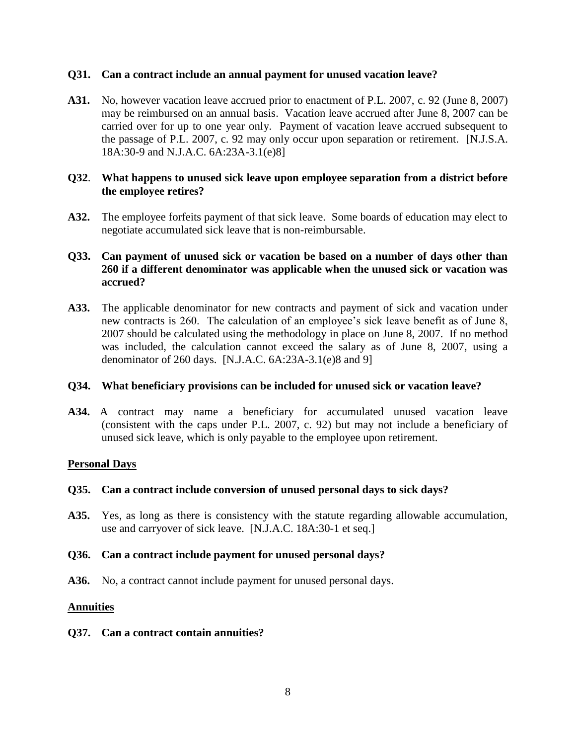**Q31. Can a contract include an annual payment for unused vacation leave?**

**A31.** No, however vacation leave accrued prior to enactment of P.L. 2007, c. 92 (June 8, 2007) may be reimbursed on an annual basis. Vacation leave accrued after June 8, 2007 can be carried over for up to one year only. Payment of vacation leave accrued subsequent to the passage of P.L. 2007, c. 92 may only occur upon separation or retirement. [N.J.S.A. 18A:30-9 and N.J.A.C. 6A:23A-3.1(e)8]

**Q32. What happens to unused sick leave upon employee separation from a district before the employee retires?**

**A32.** The employee forfeits payment of that sick leave. Some boards of education may elect to negotiate accumulated sick leave that is non-reimbursable.

**Q33. Can payment of unused sick or vacation be based on a number of days other than 260 if a different denominator was applicable when the unused sick or vacation was accrued?**

**A33.** The applicable denominator for new contracts and payment of sick and vacation under new contracts is 260. The calculation of an employee's sick leave benefit as of June 8, 2007 should be calculated using the methodology in place on June 8, 2007. If no method was included, the calculation cannot exceed the salary as of June 8, 2007, using a denominator of 260 days. [N.J.A.C. 6A:23A-3.1(e)8 and 9]

**Q34. What beneficiary provisions can be included for unused sick or vacation leave?**

**A34.** A contract may name a beneficiary for accumulated unused vacation leave (consistent with the caps under P.L. 2007, c. 92) but may not include a beneficiary of unused sick leave, which is only payable to the employee upon retirement.

## Personal Days

**Q35. Can a contract include conversion of unused personal days to sick days?**

**A35.** Yes, as long as there is consistency with the statute regarding allowable accumulation, use and carryover of sick leave. [N.J.A.C. 18A:30-1 et seq.]

**Q36. Can a contract include payment for unused personal days?**

**A36.** No, a contract cannot include payment for unused personal days.

## Annuities

**Q37. Can a contract contain annuities?**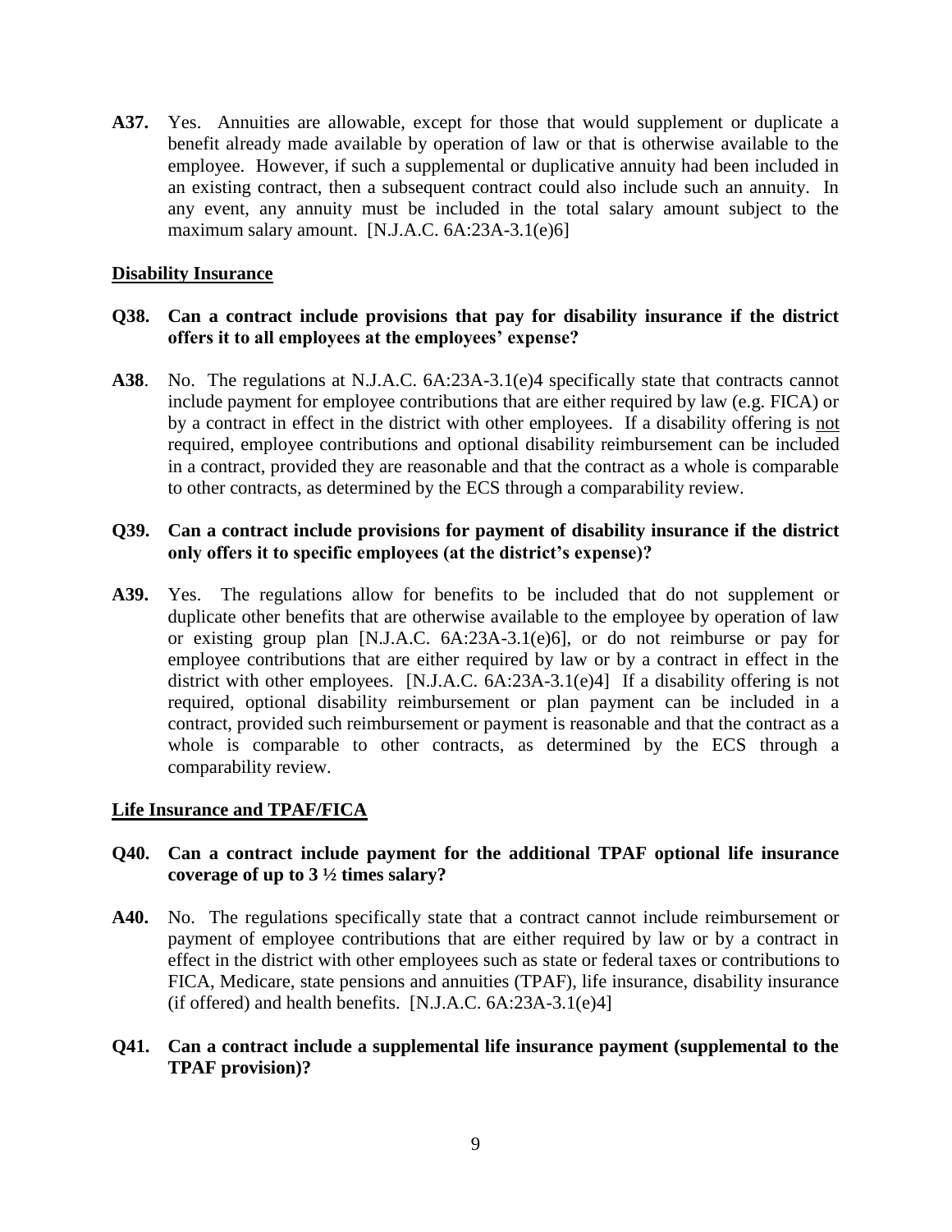**A37.** Yes. Annuities are allowable, except for those that would supplement or duplicate a benefit already made available by operation of law or that is otherwise available to the employee. However, if such a supplemental or duplicative annuity had been included in an existing contract, then a subsequent contract could also include such an annuity. In any event, any annuity must be included in the total salary amount subject to the maximum salary amount. [N.J.A.C. 6A:23A-3.1(e)6]

**Disability Insurance**

**Q38. Can a contract include provisions that pay for disability insurance if the district offers it to all employees at the employees' expense?**

**A38**. No. The regulations at N.J.A.C. 6A:23A-3.1(e)4 specifically state that contracts cannot include payment for employee contributions that are either required by law (e.g. FICA) or by a contract in effect in the district with other employees. If a disability offering is not required, employee contributions and optional disability reimbursement can be included in a contract, provided they are reasonable and that the contract as a whole is comparable to other contracts, as determined by the ECS through a comparability review.

**Q39. Can a contract include provisions for payment of disability insurance if the district only offers it to specific employees (at the district's expense)?**

**A39.** Yes. The regulations allow for benefits to be included that do not supplement or duplicate other benefits that are otherwise available to the employee by operation of law or existing group plan [N.J.A.C. 6A:23A-3.1(e)6], or do not reimburse or pay for employee contributions that are either required by law or by a contract in effect in the district with other employees. [N.J.A.C. 6A:23A-3.1(e)4] If a disability offering is not required, optional disability reimbursement or plan payment can be included in a contract, provided such reimbursement or payment is reasonable and that the contract as a whole is comparable to other contracts, as determined by the ECS through a comparability review.

**Life Insurance and TPAF/FICA**

**Q40. Can a contract include payment for the additional TPAF optional life insurance coverage of up to 3 ½ times salary?**

**A40.** No. The regulations specifically state that a contract cannot include reimbursement or payment of employee contributions that are either required by law or by a contract in effect in the district with other employees such as state or federal taxes or contributions to FICA, Medicare, state pensions and annuities (TPAF), life insurance, disability insurance (if offered) and health benefits. [N.J.A.C. 6A:23A-3.1(e)4]

**Q41. Can a contract include a supplemental life insurance payment (supplemental to the TPAF provision)?**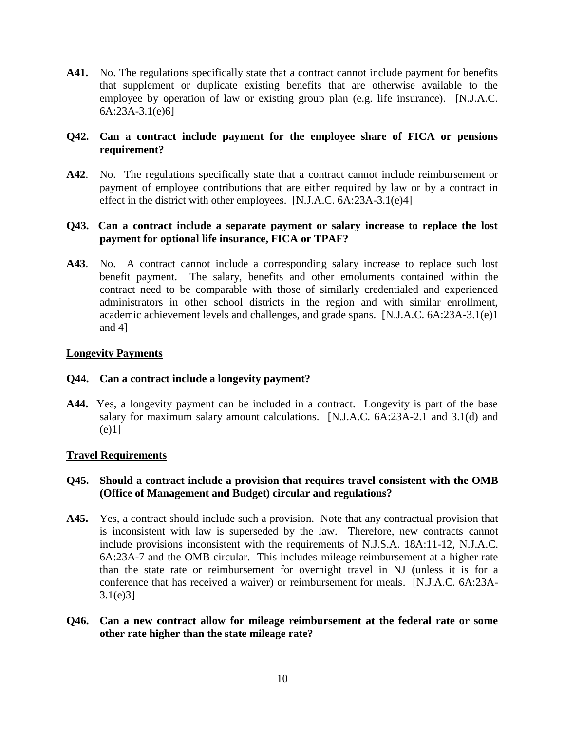**A41.** No. The regulations specifically state that a contract cannot include payment for benefits that supplement or duplicate existing benefits that are otherwise available to the employee by operation of law or existing group plan (e.g. life insurance). [N.J.A.C. 6A:23A-3.1(e)6]

**Q42. Can a contract include payment for the employee share of FICA or pensions requirement?**

**A42**. No. The regulations specifically state that a contract cannot include reimbursement or payment of employee contributions that are either required by law or by a contract in effect in the district with other employees. [N.J.A.C. 6A:23A-3.1(e)4]

**Q43. Can a contract include a separate payment or salary increase to replace the lost payment for optional life insurance, FICA or TPAF?**

**A43**. No. A contract cannot include a corresponding salary increase to replace such lost benefit payment. The salary, benefits and other emoluments contained within the contract need to be comparable with those of similarly credentialed and experienced administrators in other school districts in the region and with similar enrollment, academic achievement levels and challenges, and grade spans. [N.J.A.C. 6A:23A-3.1(e)1 and 4]

**Longevity Payments**

**Q44. Can a contract include a longevity payment?**

**A44.** Yes, a longevity payment can be included in a contract. Longevity is part of the base salary for maximum salary amount calculations. [N.J.A.C. 6A:23A-2.1 and 3.1(d) and (e)1]

**Travel Requirements**

**Q45. Should a contract include a provision that requires travel consistent with the OMB (Office of Management and Budget) circular and regulations?**

**A45.** Yes, a contract should include such a provision. Note that any contractual provision that is inconsistent with law is superseded by the law. Therefore, new contracts cannot include provisions inconsistent with the requirements of N.J.S.A. 18A:11-12, N.J.A.C. 6A:23A-7 and the OMB circular. This includes mileage reimbursement at a higher rate than the state rate or reimbursement for overnight travel in NJ (unless it is for a conference that has received a waiver) or reimbursement for meals. [N.J.A.C. 6A:23A-3.1(e)3]

**Q46. Can a new contract allow for mileage reimbursement at the federal rate or some other rate higher than the state mileage rate?**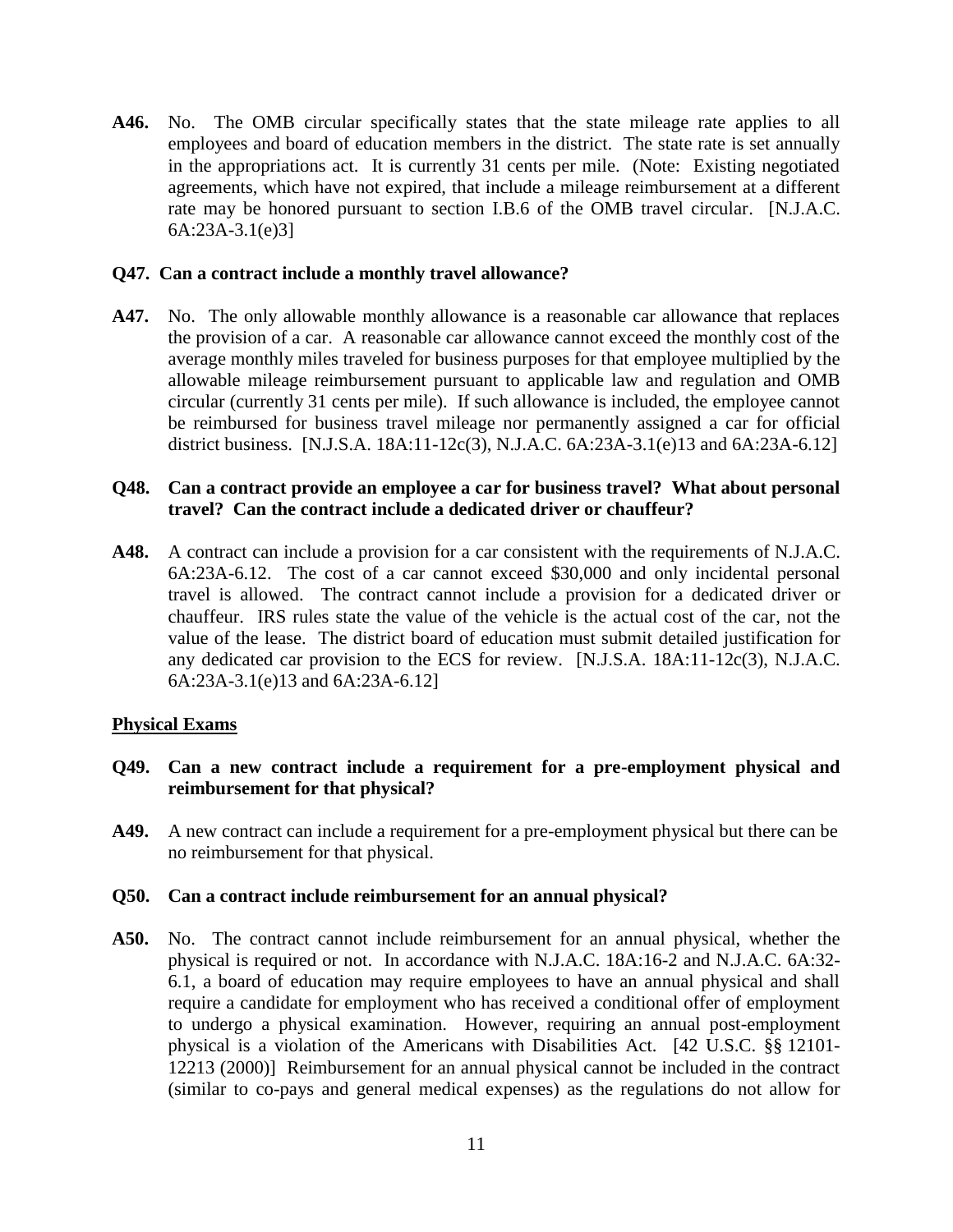**A46.** No. The OMB circular specifically states that the state mileage rate applies to all employees and board of education members in the district. The state rate is set annually in the appropriations act. It is currently 31 cents per mile. (Note: Existing negotiated agreements, which have not expired, that include a mileage reimbursement at a different rate may be honored pursuant to section I.B.6 of the OMB travel circular. [N.J.A.C. 6A:23A-3.1(e)3]

**Q47. Can a contract include a monthly travel allowance?**

**A47.** No. The only allowable monthly allowance is a reasonable car allowance that replaces the provision of a car. A reasonable car allowance cannot exceed the monthly cost of the average monthly miles traveled for business purposes for that employee multiplied by the allowable mileage reimbursement pursuant to applicable law and regulation and OMB circular (currently 31 cents per mile). If such allowance is included, the employee cannot be reimbursed for business travel mileage nor permanently assigned a car for official district business. [N.J.S.A. 18A:11-12c(3), N.J.A.C. 6A:23A-3.1(e)13 and 6A:23A-6.12]

**Q48. Can a contract provide an employee a car for business travel? What about personal travel? Can the contract include a dedicated driver or chauffeur?**

**A48.** A contract can include a provision for a car consistent with the requirements of N.J.A.C. 6A:23A-6.12. The cost of a car cannot exceed $30,000 and only incidental personal travel is allowed. The contract cannot include a provision for a dedicated driver or chauffeur. IRS rules state the value of the vehicle is the actual cost of the car, not the value of the lease. The district board of education must submit detailed justification for any dedicated car provision to the ECS for review. [N.J.S.A. 18A:11-12c(3), N.J.A.C. 6A:23A-3.1(e)13 and 6A:23A-6.12]

## Physical Exams

**Q49. Can a new contract include a requirement for a pre-employment physical and reimbursement for that physical?**

**A49.** A new contract can include a requirement for a pre-employment physical but there can be no reimbursement for that physical.

**Q50. Can a contract include reimbursement for an annual physical?**

**A50.** No. The contract cannot include reimbursement for an annual physical, whether the physical is required or not. In accordance with N.J.A.C. 18A:16-2 and N.J.A.C. 6A:32-6.1, a board of education may require employees to have an annual physical and shall require a candidate for employment who has received a conditional offer of employment to undergo a physical examination. However, requiring an annual post-employment physical is a violation of the Americans with Disabilities Act. [42 U.S.C. §§ 12101-12213 (2000)] Reimbursement for an annual physical cannot be included in the contract (similar to co-pays and general medical expenses) as the regulations do not allow for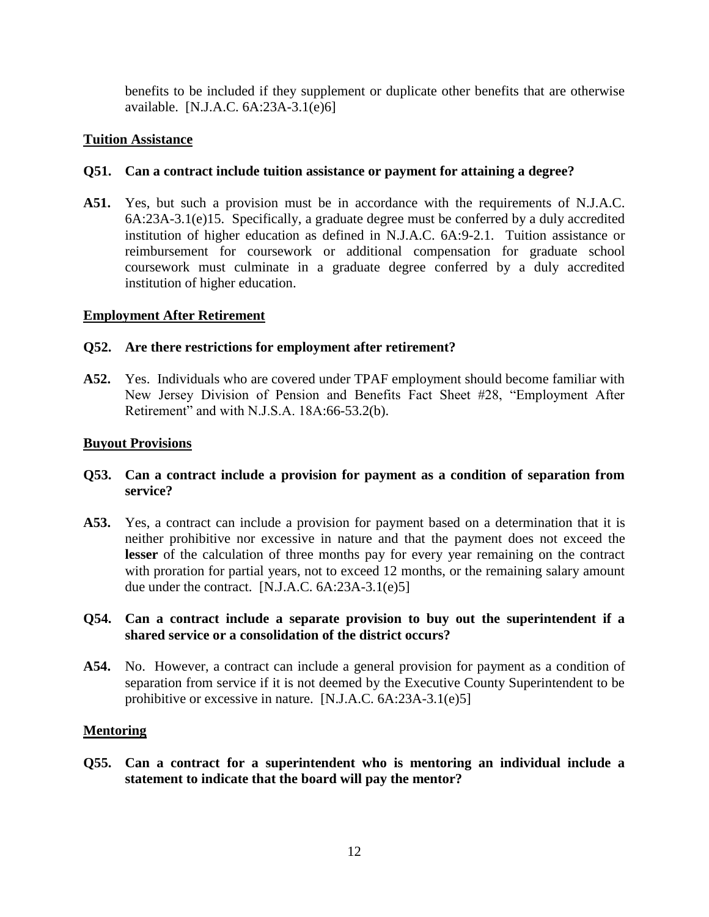benefits to be included if they supplement or duplicate other benefits that are otherwise available. [N.J.A.C. 6A:23A-3.1(e)6]

**Tuition Assistance**

**Q51. Can a contract include tuition assistance or payment for attaining a degree?**

**A51.** Yes, but such a provision must be in accordance with the requirements of N.J.A.C. 6A:23A-3.1(e)15. Specifically, a graduate degree must be conferred by a duly accredited institution of higher education as defined in N.J.A.C. 6A:9-2.1. Tuition assistance or reimbursement for coursework or additional compensation for graduate school coursework must culminate in a graduate degree conferred by a duly accredited institution of higher education.

**Employment After Retirement**

**Q52. Are there restrictions for employment after retirement?**

**A52.** Yes. Individuals who are covered under TPAF employment should become familiar with New Jersey Division of Pension and Benefits Fact Sheet #28, "Employment After Retirement" and with N.J.S.A. 18A:66-53.2(b).

**Buyout Provisions**

**Q53. Can a contract include a provision for payment as a condition of separation from service?**

**A53.** Yes, a contract can include a provision for payment based on a determination that it is neither prohibitive nor excessive in nature and that the payment does not exceed the **lesser** of the calculation of three months pay for every year remaining on the contract with proration for partial years, not to exceed 12 months, or the remaining salary amount due under the contract. [N.J.A.C. 6A:23A-3.1(e)5]

**Q54. Can a contract include a separate provision to buy out the superintendent if a shared service or a consolidation of the district occurs?**

**A54.** No. However, a contract can include a general provision for payment as a condition of separation from service if it is not deemed by the Executive County Superintendent to be prohibitive or excessive in nature. [N.J.A.C. 6A:23A-3.1(e)5]

**Mentoring**

**Q55. Can a contract for a superintendent who is mentoring an individual include a statement to indicate that the board will pay the mentor?**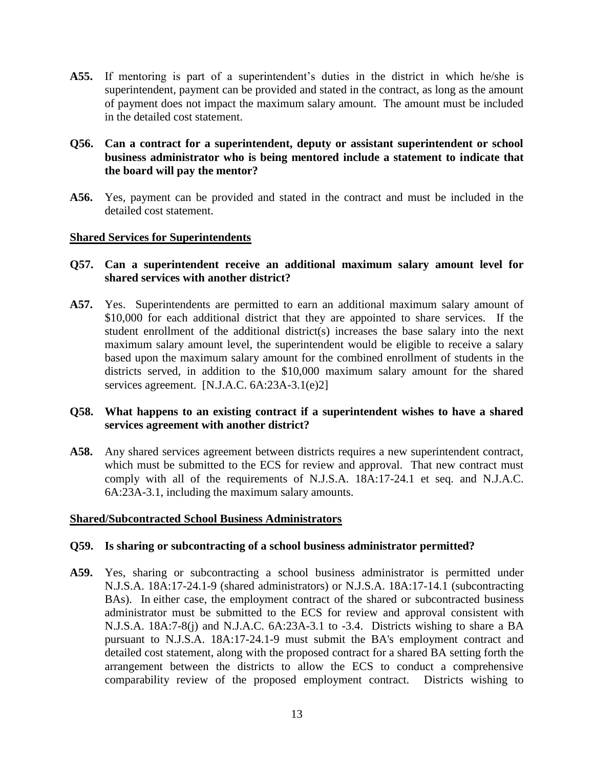**A55.** If mentoring is part of a superintendent's duties in the district in which he/she is superintendent, payment can be provided and stated in the contract, as long as the amount of payment does not impact the maximum salary amount. The amount must be included in the detailed cost statement.

**Q56. Can a contract for a superintendent, deputy or assistant superintendent or school business administrator who is being mentored include a statement to indicate that the board will pay the mentor?**

**A56.** Yes, payment can be provided and stated in the contract and must be included in the detailed cost statement.

**Shared Services for Superintendents**

**Q57. Can a superintendent receive an additional maximum salary amount level for shared services with another district?**

**A57.** Yes. Superintendents are permitted to earn an additional maximum salary amount of $10,000 for each additional district that they are appointed to share services. If the student enrollment of the additional district(s) increases the base salary into the next maximum salary amount level, the superintendent would be eligible to receive a salary based upon the maximum salary amount for the combined enrollment of students in the districts served, in addition to the $10,000 maximum salary amount for the shared services agreement. [N.J.A.C. 6A:23A-3.1(e)2]

**Q58. What happens to an existing contract if a superintendent wishes to have a shared services agreement with another district?**

**A58.** Any shared services agreement between districts requires a new superintendent contract, which must be submitted to the ECS for review and approval. That new contract must comply with all of the requirements of N.J.S.A. 18A:17-24.1 et seq. and N.J.A.C. 6A:23A-3.1, including the maximum salary amounts.

**Shared/Subcontracted School Business Administrators**

**Q59. Is sharing or subcontracting of a school business administrator permitted?**

**A59.** Yes, sharing or subcontracting a school business administrator is permitted under N.J.S.A. 18A:17-24.1-9 (shared administrators) or N.J.S.A. 18A:17-14.1 (subcontracting BAs). In either case, the employment contract of the shared or subcontracted business administrator must be submitted to the ECS for review and approval consistent with N.J.S.A. 18A:7-8(j) and N.J.A.C. 6A:23A-3.1 to -3.4. Districts wishing to share a BA pursuant to N.J.S.A. 18A:17-24.1-9 must submit the BA's employment contract and detailed cost statement, along with the proposed contract for a shared BA setting forth the arrangement between the districts to allow the ECS to conduct a comprehensive comparability review of the proposed employment contract. Districts wishing to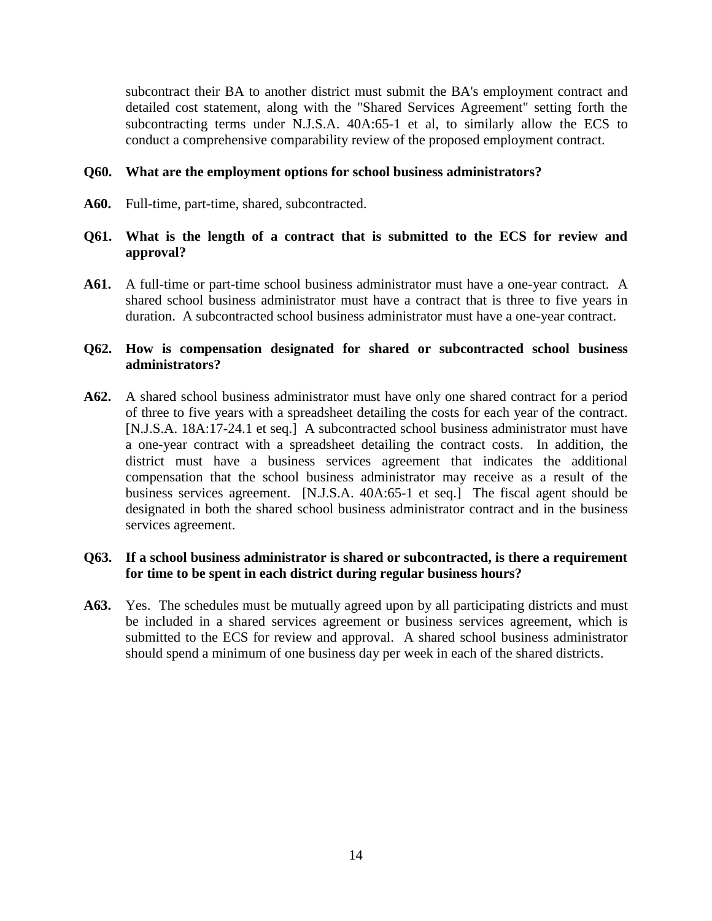subcontract their BA to another district must submit the BA's employment contract and detailed cost statement, along with the "Shared Services Agreement" setting forth the subcontracting terms under N.J.S.A. 40A:65-1 et al, to similarly allow the ECS to conduct a comprehensive comparability review of the proposed employment contract.

**Q60. What are the employment options for school business administrators?**

**A60.** Full-time, part-time, shared, subcontracted.

**Q61. What is the length of a contract that is submitted to the ECS for review and approval?**

**A61.** A full-time or part-time school business administrator must have a one-year contract. A shared school business administrator must have a contract that is three to five years in duration. A subcontracted school business administrator must have a one-year contract.

**Q62. How is compensation designated for shared or subcontracted school business administrators?**

**A62.** A shared school business administrator must have only one shared contract for a period of three to five years with a spreadsheet detailing the costs for each year of the contract. [N.J.S.A. 18A:17-24.1 et seq.] A subcontracted school business administrator must have a one-year contract with a spreadsheet detailing the contract costs. In addition, the district must have a business services agreement that indicates the additional compensation that the school business administrator may receive as a result of the business services agreement. [N.J.S.A. 40A:65-1 et seq.] The fiscal agent should be designated in both the shared school business administrator contract and in the business services agreement.

**Q63. If a school business administrator is shared or subcontracted, is there a requirement for time to be spent in each district during regular business hours?**

**A63.** Yes. The schedules must be mutually agreed upon by all participating districts and must be included in a shared services agreement or business services agreement, which is submitted to the ECS for review and approval. A shared school business administrator should spend a minimum of one business day per week in each of the shared districts.